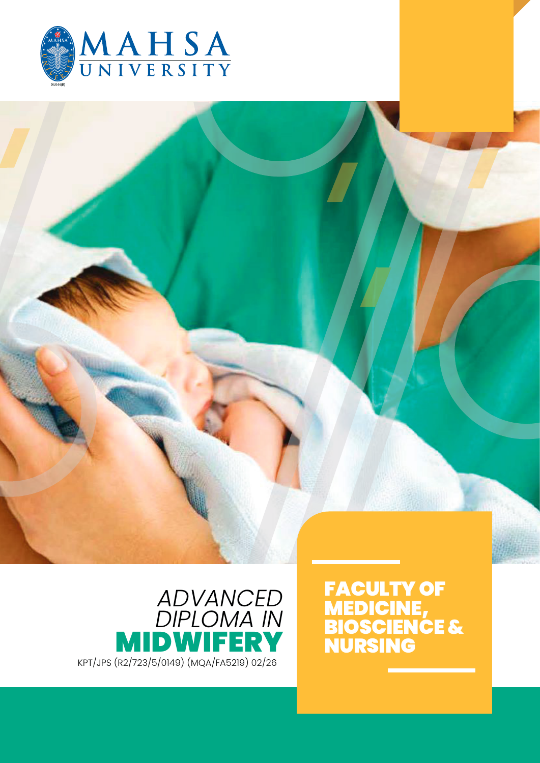MAHSA UNIVERSITY

# ADVANCED DIPLOMA IN MIDWIFERY

KPT/JPS (R2/723/5/0149) (MQA/FA5219) 02/26

## FACULTY OF MEDICINE, BIOSCIENCE & NURSING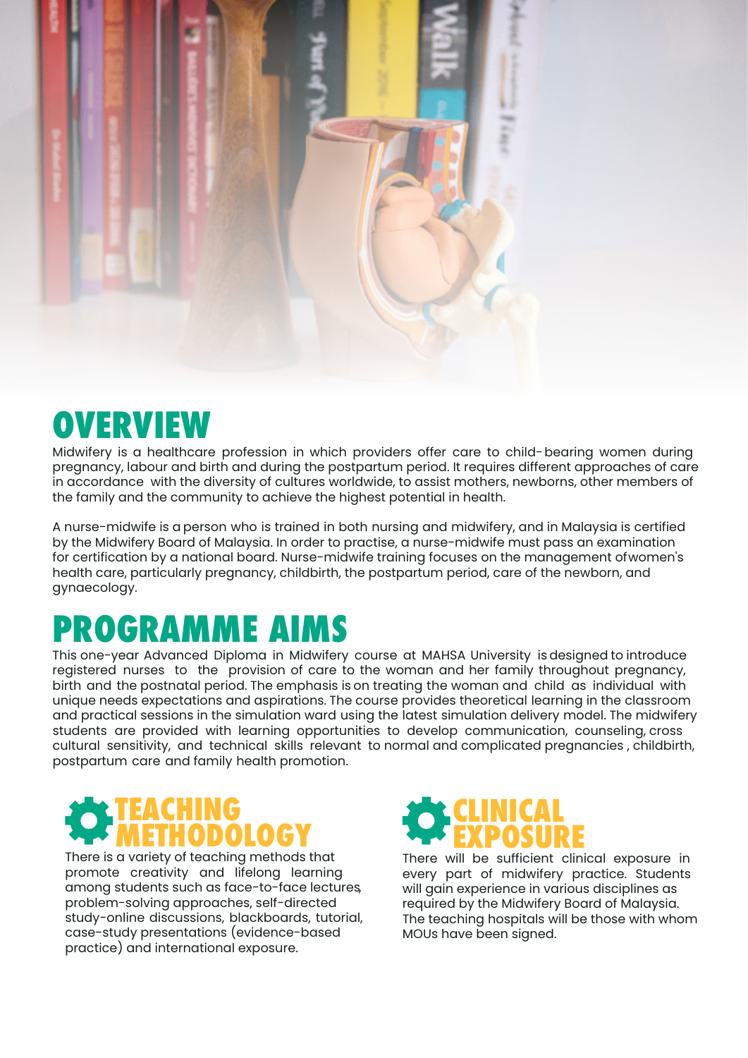## OVERVIEW

Midwifery is a healthcare profession in which providers offer care to child- bearing women during pregnancy, labour and birth and during the postpartum period. It requires different approaches of care in accordance with the diversity of cultures worldwide, to assist mothers, newborns, other members of the family and the community to achieve the highest potential in health.

A nurse-midwife is a person who is trained in both nursing and midwifery, and in Malaysia is certified by the Midwifery Board of Malaysia. In order to practise, a nurse-midwife must pass an examination for certification by a national board. Nurse-midwife training focuses on the management of women's health care, particularly pregnancy, childbirth, the postpartum period, care of the newborn, and gynaecology.

## PROGRAMME AIMS

This one-year Advanced Diploma in Midwifery course at MAHSA University is designed to introduce registered nurses to the provision of care to the woman and her family throughout pregnancy, birth and the postnatal period. The emphasis is on treating the woman and child as individual with unique needs expectations and aspirations. The course provides theoretical learning in the classroom and practical sessions in the simulation ward using the latest simulation delivery model. The midwifery students are provided with learning opportunities to develop communication, counseling, cross cultural sensitivity, and technical skills relevant to normal and complicated pregnancies , childbirth, postpartum care and family health promotion.

### TEACHING METHODOLOGY

There is a variety of teaching methods that promote creativity and lifelong learning among students such as face-to-face lectures, problem-solving approaches, self-directed study-online discussions, blackboards, tutorial, case-study presentations (evidence-based practice) and international exposure.

### CLINICAL EXPOSURE

There will be sufficient clinical exposure in every part of midwifery practice. Students will gain experience in various disciplines as required by the Midwifery Board of Malaysia. The teaching hospitals will be those with whom MOUs have been signed.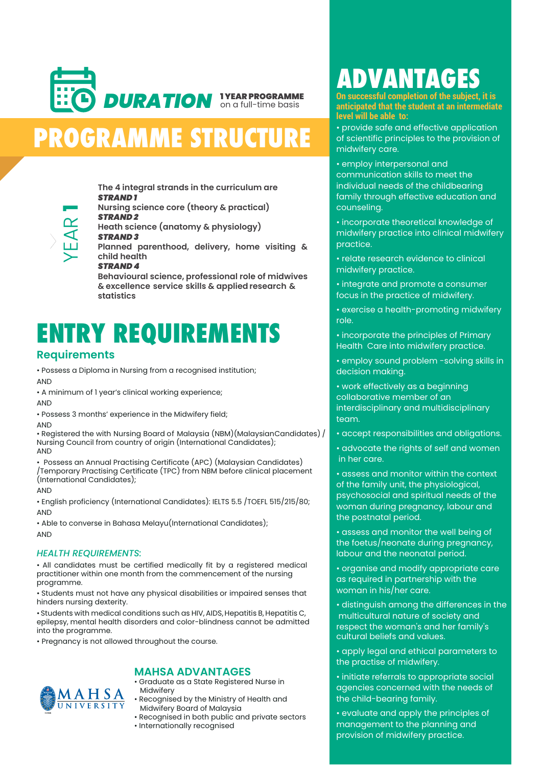## DURATION

**1 YEAR PROGRAMME** on a full-time basis

# PROGRAMME STRUCTURE

### YEAR 1

**The 4 integral strands in the curriculum are**

***STRAND 1***
**Nursing science core (theory & practical)**

***STRAND 2***
**Heath science (anatomy & physiology)**

***STRAND 3***
**Planned parenthood, delivery, home visiting & child health**

***STRAND 4***
**Behavioural science, professional role of midwives & excellence service skills & applied research & statistics**

# ENTRY REQUIREMENTS

## Requirements

- Possess a Diploma in Nursing from a recognised institution;

AND

- A minimum of 1 year's clinical working experience;

AND

- Possess 3 months' experience in the Midwifery field;

AND

- Registered the with Nursing Board of Malaysia (NBM)(MalaysianCandidates) / Nursing Council from country of origin (International Candidates);

AND

- Possess an Annual Practising Certificate (APC) (Malaysian Candidates) /Temporary Practising Certificate (TPC) from NBM before clinical placement (International Candidates);

AND

- English proficiency (International Candidates): IELTS 5.5 /TOEFL 515/215/80;

AND

- Able to converse in Bahasa Melayu(International Candidates);

AND

### *HEALTH REQUIREMENTS:*

- All candidates must be certified medically fit by a registered medical practitioner within one month from the commencement of the nursing programme.
- Students must not have any physical disabilities or impaired senses that hinders nursing dexterity.
- Students with medical conditions such as HIV, AIDS, Hepatitis B, Hepatitis C, epilepsy, mental health disorders and color-blindness cannot be admitted into the programme.
- Pregnancy is not allowed throughout the course.

MAHSA UNIVERSITY

## MAHSA ADVANTAGES

- Graduate as a State Registered Nurse in Midwifery
- Recognised by the Ministry of Health and Midwifery Board of Malaysia
- Recognised in both public and private sectors
- Internationally recognised

# ADVANTAGES

**On successful completion of the subject, it is anticipated that the student at an intermediate level will be able to:**

- provide safe and effective application of scientific principles to the provision of midwifery care.
- employ interpersonal and communication skills to meet the individual needs of the childbearing family through effective education and counseling.
- incorporate theoretical knowledge of midwifery practice into clinical midwifery practice.
- relate research evidence to clinical midwifery practice.
- integrate and promote a consumer focus in the practice of midwifery.
- exercise a health-promoting midwifery role.
- incorporate the principles of Primary Health Care into midwifery practice.
- employ sound problem -solving skills in decision making.
- work effectively as a beginning collaborative member of an interdisciplinary and multidisciplinary team.
- accept responsibilities and obligations.
- advocate the rights of self and women in her care.
- assess and monitor within the context of the family unit, the physiological, psychosocial and spiritual needs of the woman during pregnancy, labour and the postnatal period.
- assess and monitor the well being of the foetus/neonate during pregnancy, labour and the neonatal period.
- organise and modify appropriate care as required in partnership with the woman in his/her care.
- distinguish among the differences in the multicultural nature of society and respect the woman's and her family's cultural beliefs and values.
- apply legal and ethical parameters to the practise of midwifery.
- initiate referrals to appropriate social agencies concerned with the needs of the child-bearing family.
- evaluate and apply the principles of management to the planning and provision of midwifery practice.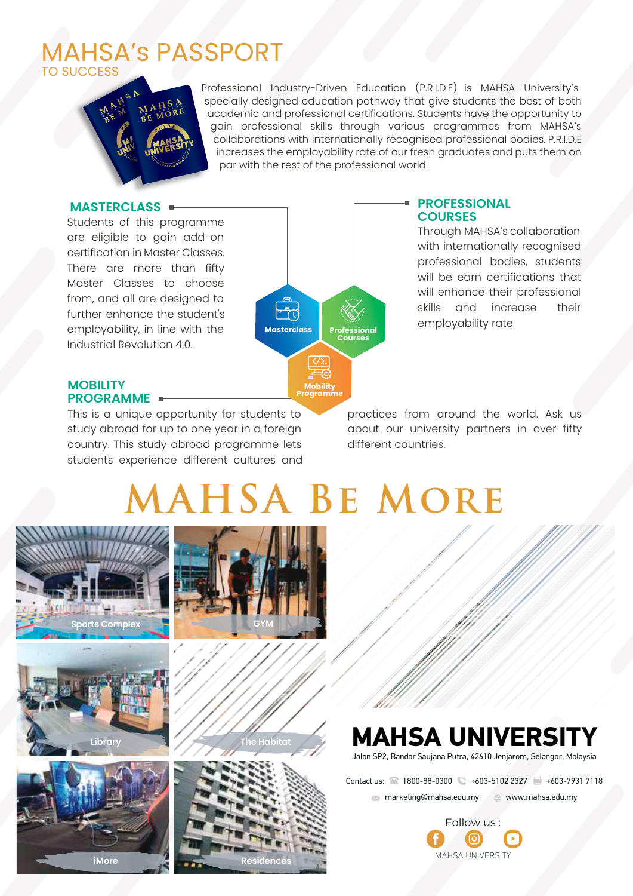# MAHSA's PASSPORT

TO SUCCESS

Professional Industry-Driven Education (P.R.I.D.E) is MAHSA University's specially designed education pathway that give students the best of both academic and professional certifications. Students have the opportunity to gain professional skills through various programmes from MAHSA's collaborations with internationally recognised professional bodies. P.R.I.D.E increases the employability rate of our fresh graduates and puts them on par with the rest of the professional world.

## MASTERCLASS

Students of this programme are eligible to gain add-on certification in Master Classes. There are more than fifty Master Classes to choose from, and all are designed to further enhance the student's employability, in line with the Industrial Revolution 4.0.

## PROFESSIONAL COURSES

Through MAHSA's collaboration with internationally recognised professional bodies, students will be earn certifications that will enhance their professional skills and increase their employability rate.

Masterclass

Professional Courses

Mobility Programme

## MOBILITY PROGRAMME

This is a unique opportunity for students to study abroad for up to one year in a foreign country. This study abroad programme lets students experience different cultures and practices from around the world. Ask us about our university partners in over fifty different countries.

# MAHSA BE MORE

Sports Complex

GYM

Library

The Habitat

iMore

Residences

## MAHSA UNIVERSITY

Jalan SP2, Bandar Saujana Putra, 42610 Jenjarom, Selangor, Malaysia

Contact us: 1800-88-0300 +603-5102 2327 +603-7931 7118

marketing@mahsa.edu.my www.mahsa.edu.my

Follow us :

MAHSA UNIVERSITY